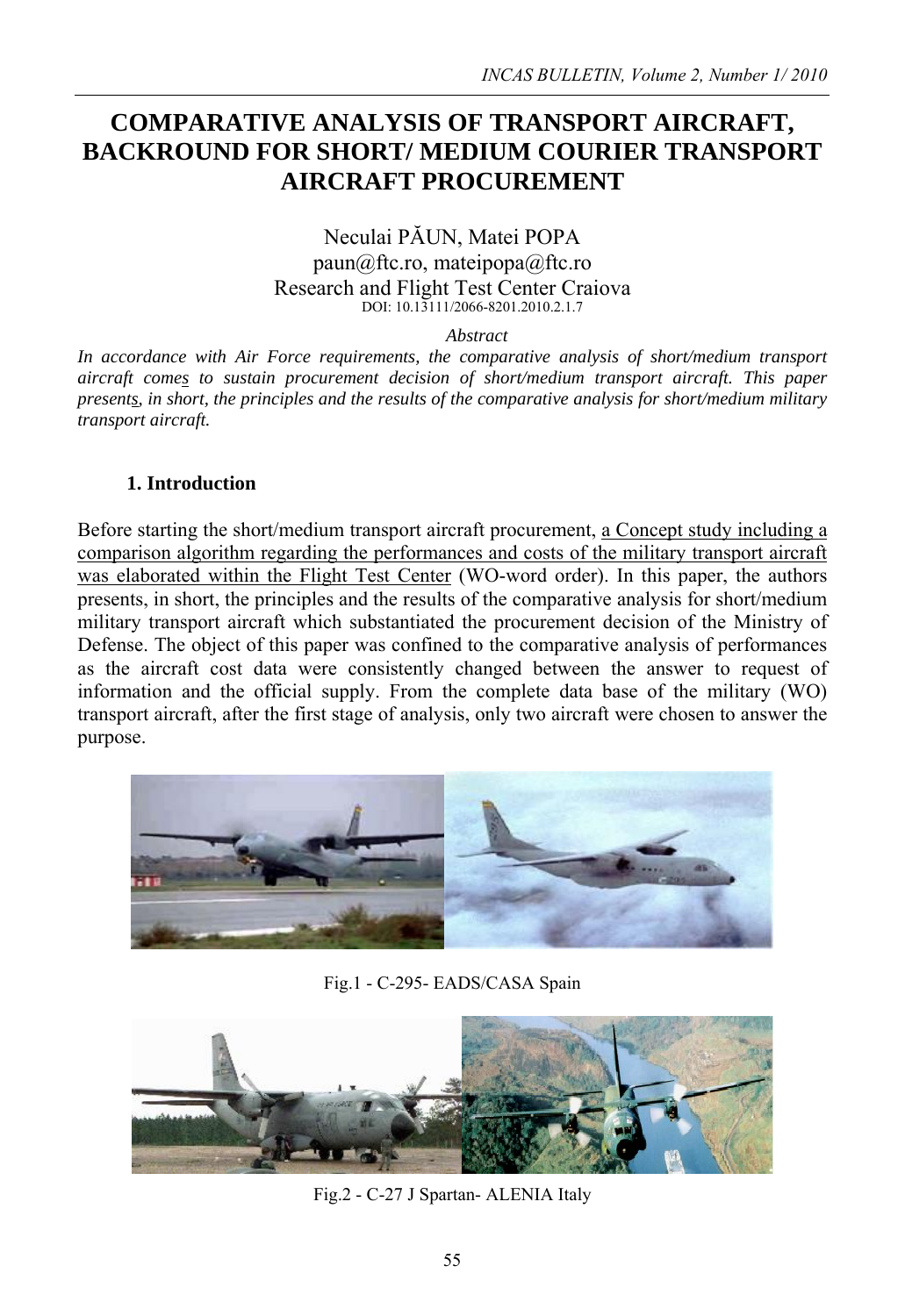# COMPARATIVE ANALYSIS OF TRANSPORT AIRCRAFT, BACKROUND FOR SHORT/ MEDIUM COURIER TRANSPORT AIRCRAFT PROCUREMENT

Neculai PĂUN, Matei POPA
paun@ftc.ro, mateipopa@ftc.ro
Research and Flight Test Center Craiova
DOI: 10.13111/2066-8201.2010.2.1.7

*Abstract*

*In accordance with Air Force requirements, the comparative analysis of short/medium transport aircraft comes to sustain procurement decision of short/medium transport aircraft. This paper presents, in short, the principles and the results of the comparative analysis for short/medium military transport aircraft.*

### 1. Introduction

Before starting the short/medium transport aircraft procurement, a Concept study including a comparison algorithm regarding the performances and costs of the military transport aircraft was elaborated within the Flight Test Center (WO-word order). In this paper, the authors presents, in short, the principles and the results of the comparative analysis for short/medium military transport aircraft which substantiated the procurement decision of the Ministry of Defense. The object of this paper was confined to the comparative analysis of performances as the aircraft cost data were consistently changed between the answer to request of information and the official supply. From the complete data base of the military (WO) transport aircraft, after the first stage of analysis, only two aircraft were chosen to answer the purpose.

Fig.1 - C-295- EADS/CASA Spain

Fig.2 - C-27 J Spartan- ALENIA Italy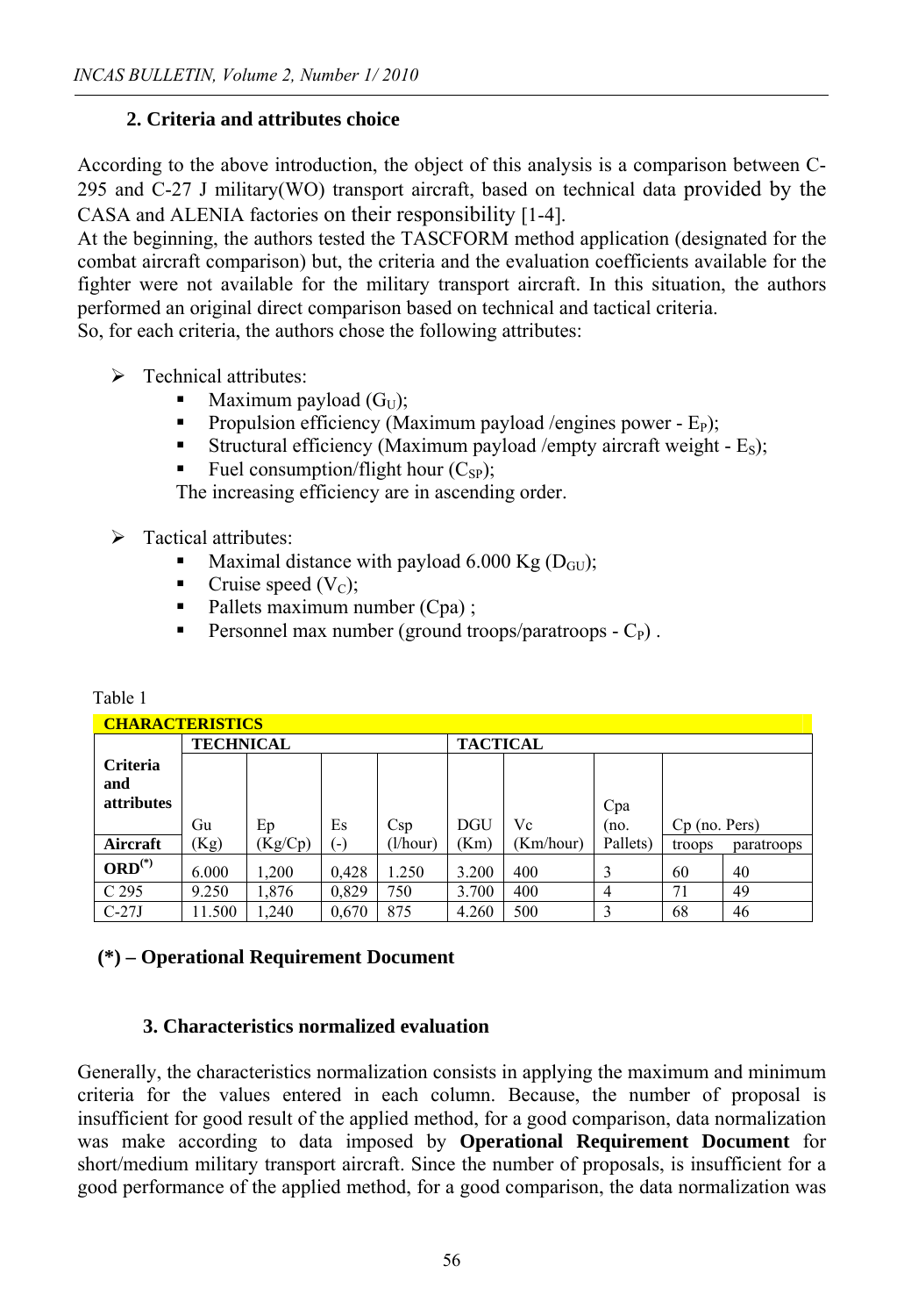## 2. Criteria and attributes choice

According to the above introduction, the object of this analysis is a comparison between C-295 and C-27 J military(WO) transport aircraft, based on technical data provided by the CASA and ALENIA factories on their responsibility [1-4].

At the beginning, the authors tested the TASCFORM method application (designated for the combat aircraft comparison) but, the criteria and the evaluation coefficients available for the fighter were not available for the military transport aircraft. In this situation, the authors performed an original direct comparison based on technical and tactical criteria.

So, for each criteria, the authors chose the following attributes:

- Technical attributes:
  - Maximum payload ($G_U$);
  - Propulsion efficiency (Maximum payload /engines power - $E_P$);
  - Structural efficiency (Maximum payload /empty aircraft weight - $E_S$);
  - Fuel consumption/flight hour ($C_{SP}$);

  The increasing efficiency are in ascending order.

- Tactical attributes:
  - Maximal distance with payload 6.000 Kg ($D_{GU}$);
  - Cruise speed ($V_C$);
  - Pallets maximum number (Cpa) ;
  - Personnel max number (ground troops/paratroops - $C_P$) .

Table 1

| CHARACTERISTICS | | | | | | | | | |
|---|---|---|---|---|---|---|---|---|---|
| | TECHNICAL | | | | TACTICAL | | | | |
| Criteria and attributes | Gu | Ep | Es | Csp | DGU | Vc | Cpa (no. | Cp (no. Pers) | |
| Aircraft | (Kg) | (Kg/Cp) | (-) | (l/hour) | (Km) | (Km/hour) | Pallets) | troops | paratroops |
| ORD[(*)] | 6.000 | 1,200 | 0,428 | 1.250 | 3.200 | 400 | 3 | 60 | 40 |
| C 295 | 9.250 | 1,876 | 0,829 | 750 | 3.700 | 400 | 4 | 71 | 49 |
| C-27J | 11.500 | 1,240 | 0,670 | 875 | 4.260 | 500 | 3 | 68 | 46 |

**(\*) – Operational Requirement Document**

## 3. Characteristics normalized evaluation

Generally, the characteristics normalization consists in applying the maximum and minimum criteria for the values entered in each column. Because, the number of proposal is insufficient for good result of the applied method, for a good comparison, data normalization was make according to data imposed by **Operational Requirement Document** for short/medium military transport aircraft. Since the number of proposals, is insufficient for a good performance of the applied method, for a good comparison, the data normalization was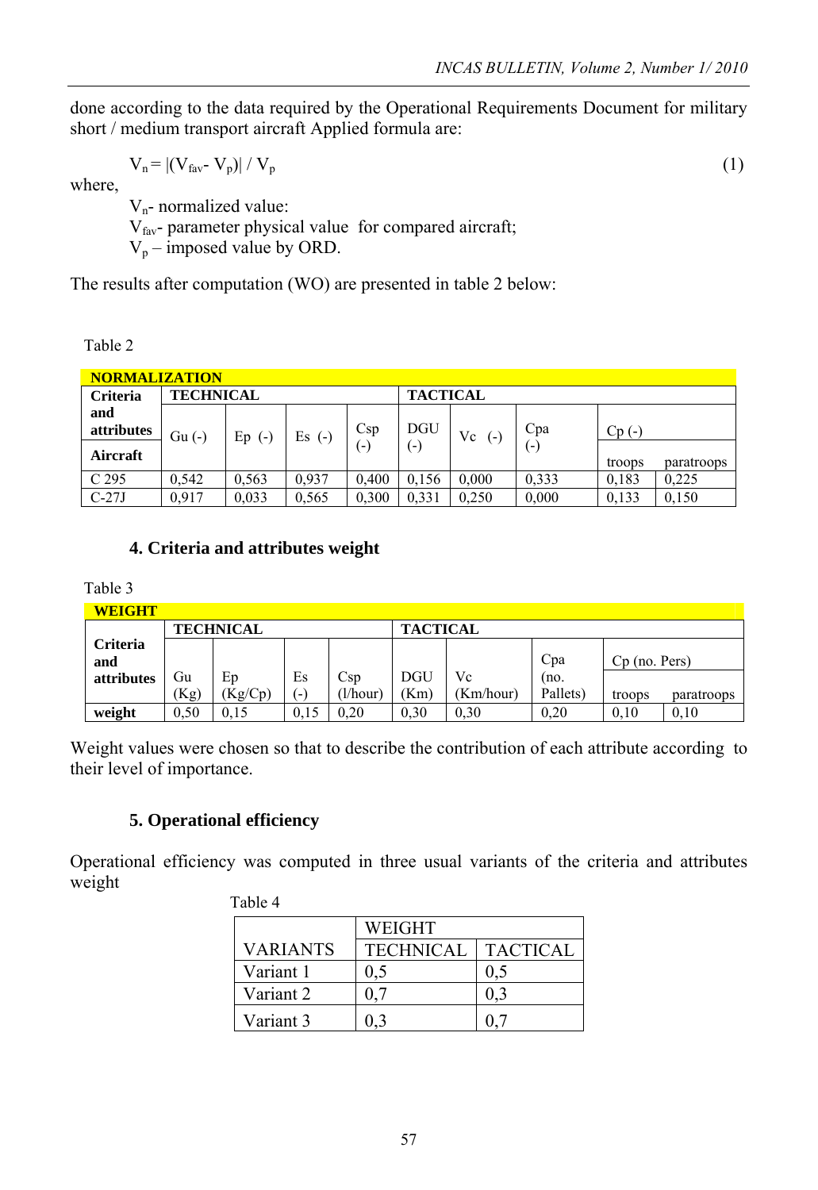done according to the data required by the Operational Requirements Document for military short / medium transport aircraft Applied formula are:

$$V_n = |(V_{fav} - V_p)| / V_p \tag{1}$$

where,

$V_n$- normalized value:

$V_{fav}$- parameter physical value for compared aircraft;

$V_p$ – imposed value by ORD.

The results after computation (WO) are presented in table 2 below:

Table 2

| NORMALIZATION | | | | | | | | | |
|---|---|---|---|---|---|---|---|---|---|
| Criteria and attributes | TECHNICAL | | | | TACTICAL | | | | |
| | Gu (-) | Ep (-) | Es (-) | Csp (-) | DGU (-) | Vc (-) | Cpa (-) | Cp (-) | |
| Aircraft | | | | | | | | troops | paratroops |
| C 295 | 0,542 | 0,563 | 0,937 | 0,400 | 0,156 | 0,000 | 0,333 | 0,183 | 0,225 |
| C-27J | 0,917 | 0,033 | 0,565 | 0,300 | 0,331 | 0,250 | 0,000 | 0,133 | 0,150 |

## 4. Criteria and attributes weight

Table 3

| WEIGHT | | | | | | | | | |
|---|---|---|---|---|---|---|---|---|---|
| Criteria and attributes | TECHNICAL | | | | TACTICAL | | | | |
| | Gu (Kg) | Ep (Kg/Cp) | Es (-) | Csp (l/hour) | DGU (Km) | Vc (Km/hour) | Cpa (no. Pallets) | Cp (no. Pers) | |
| | | | | | | | | troops | paratroops |
| weight | 0,50 | 0,15 | 0,15 | 0,20 | 0,30 | 0,30 | 0,20 | 0,10 | 0,10 |

Weight values were chosen so that to describe the contribution of each attribute according to their level of importance.

## 5. Operational efficiency

Operational efficiency was computed in three usual variants of the criteria and attributes weight

Table 4

| VARIANTS | WEIGHT | |
|---|---|---|
| | TECHNICAL | TACTICAL |
| Variant 1 | 0,5 | 0,5 |
| Variant 2 | 0,7 | 0,3 |
| Variant 3 | 0,3 | 0,7 |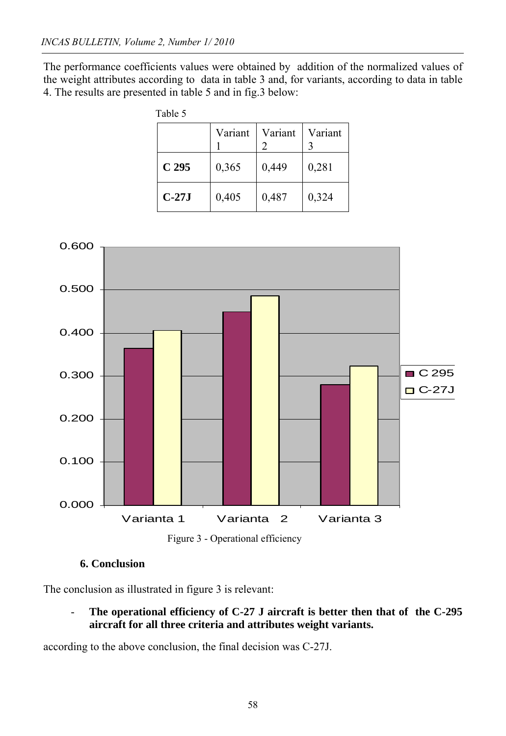The performance coefficients values were obtained by addition of the normalized values of the weight attributes according to data in table 3 and, for variants, according to data in table 4. The results are presented in table 5 and in fig.3 below:

Table 5

| | Variant 1 | Variant 2 | Variant 3 |
|---|---|---|---|
| **C 295** | 0,365 | 0,449 | 0,281 |
| **C-27J** | 0,405 | 0,487 | 0,324 |

Figure 3 - Operational efficiency

### 6. Conclusion

The conclusion as illustrated in figure 3 is relevant:

- **The operational efficiency of C-27 J aircraft is better then that of the C-295 aircraft for all three criteria and attributes weight variants.**

according to the above conclusion, the final decision was C-27J.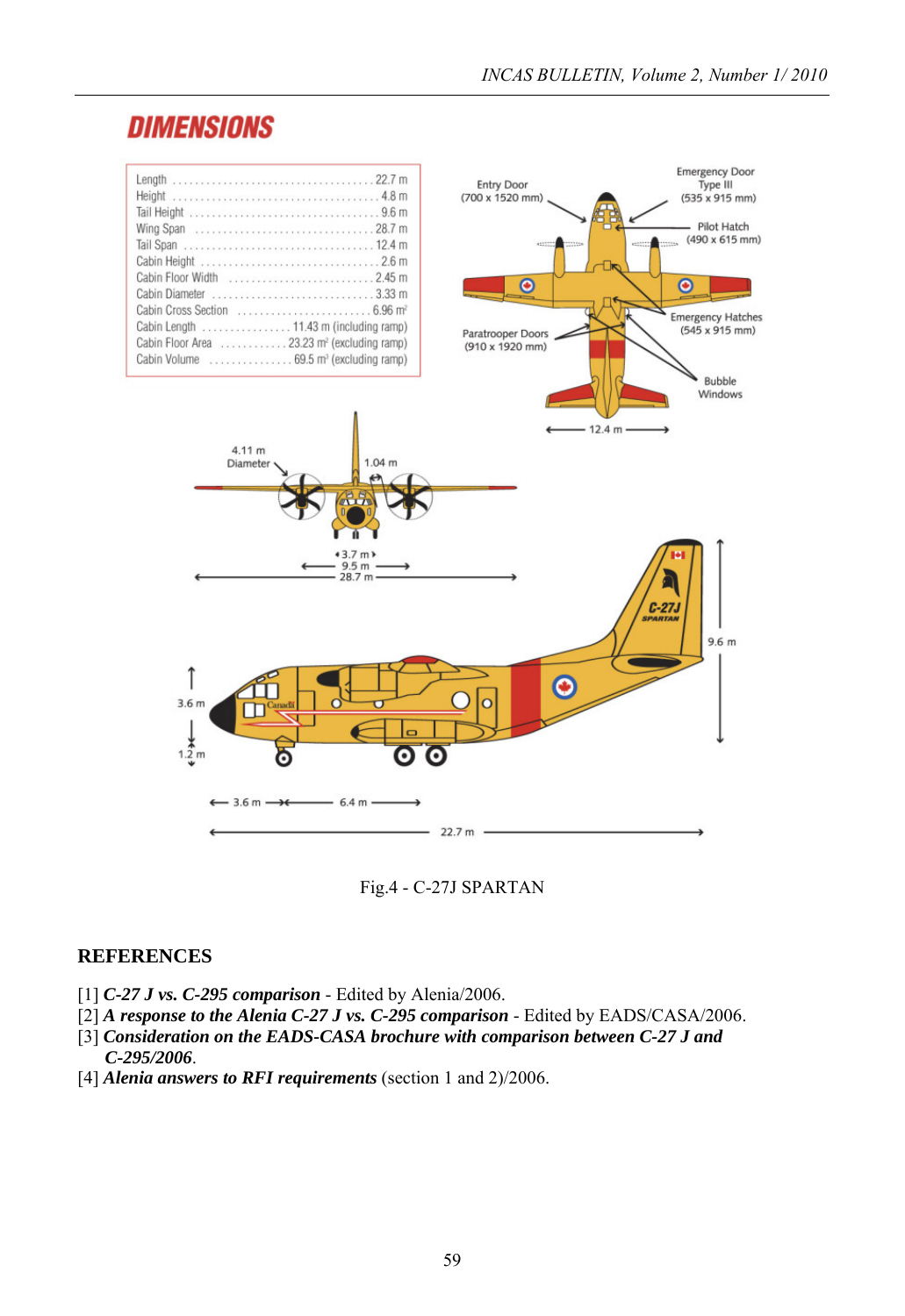## DIMENSIONS

| | |
|---|---|
| Length | 22.7 m |
| Height | 4.8 m |
| Tail Height | 9.6 m |
| Wing Span | 28.7 m |
| Tail Span | 12.4 m |
| Cabin Height | 2.6 m |
| Cabin Floor Width | 2.45 m |
| Cabin Diameter | 3.33 m |
| Cabin Cross Section | 6.96 m² |
| Cabin Length | 11.43 m (including ramp) |
| Cabin Floor Area | 23.23 m² (excluding ramp) |
| Cabin Volume | 69.5 m³ (excluding ramp) |

Entry Door (700 x 1520 mm)

Emergency Door Type III (535 x 915 mm)

Pilot Hatch (490 x 615 mm)

Emergency Hatches (545 x 915 mm)

Paratrooper Doors (910 x 1920 mm)

Bubble Windows

12.4 m

4.11 m Diameter

1.04 m

3.7 m

9.5 m

28.7 m

9.6 m

3.6 m

1.2 m

3.6 m

6.4 m

22.7 m

Fig.4 - C-27J SPARTAN

## REFERENCES

[1] ***C-27 J vs. C-295 comparison*** - Edited by Alenia/2006.

[2] ***A response to the Alenia C-27 J vs. C-295 comparison*** - Edited by EADS/CASA/2006.

[3] ***Consideration on the EADS-CASA brochure with comparison between C-27 J and C-295/2006***.

[4] ***Alenia answers to RFI requirements*** (section 1 and 2)/2006.